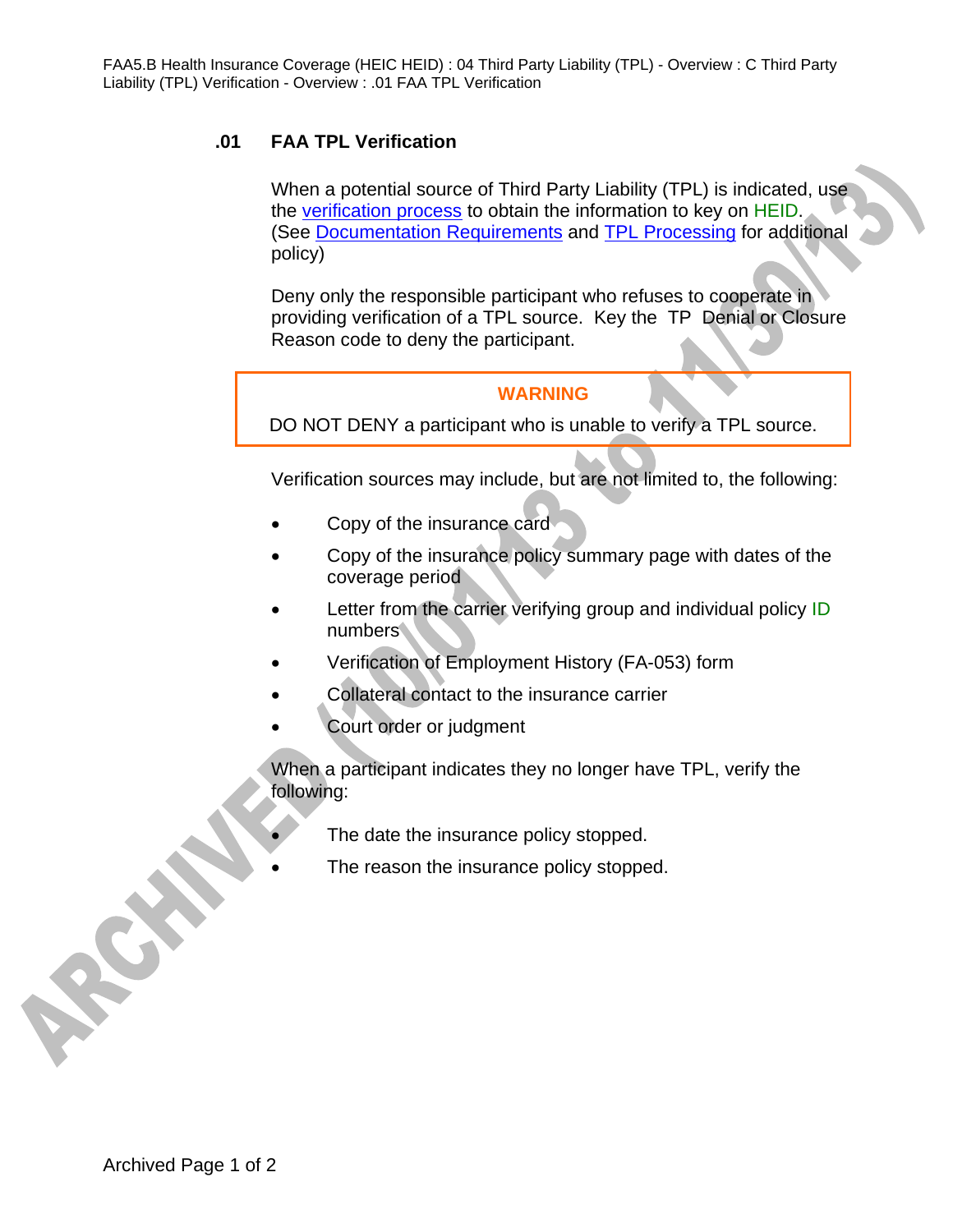## .01 FAA TPL Verification

When a potential source of Third Party Liability (TPL) is indicated, use the verification process to obtain the information to key on HEID. (See Documentation Requirements and TPL Processing for additional policy)

Deny only the responsible participant who refuses to cooperate in providing verification of a TPL source. Key the TP Denial or Closure Reason code to deny the participant.

> **WARNING**
>
> DO NOT DENY a participant who is unable to verify a TPL source.

Verification sources may include, but are not limited to, the following:

- Copy of the insurance card
- Copy of the insurance policy summary page with dates of the coverage period
- Letter from the carrier verifying group and individual policy ID numbers
- Verification of Employment History (FA-053) form
- Collateral contact to the insurance carrier
- Court order or judgment

When a participant indicates they no longer have TPL, verify the following:

- The date the insurance policy stopped.
- The reason the insurance policy stopped.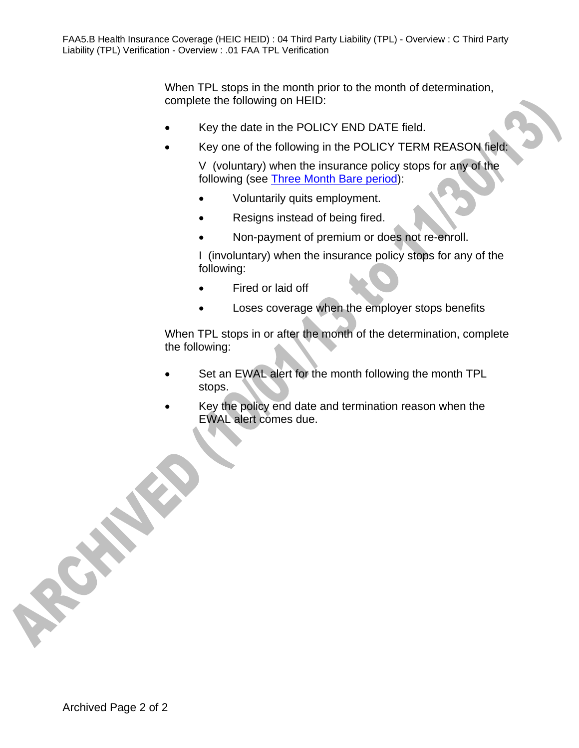When TPL stops in the month prior to the month of determination, complete the following on HEID:

- Key the date in the POLICY END DATE field.
- Key one of the following in the POLICY TERM REASON field:

  V (voluntary) when the insurance policy stops for any of the following (see Three Month Bare period):

  - Voluntarily quits employment.
  - Resigns instead of being fired.
  - Non-payment of premium or does not re-enroll.

  I (involuntary) when the insurance policy stops for any of the following:

  - Fired or laid off
  - Loses coverage when the employer stops benefits

When TPL stops in or after the month of the determination, complete the following:

- Set an EWAL alert for the month following the month TPL stops.
- Key the policy end date and termination reason when the EWAL alert comes due.